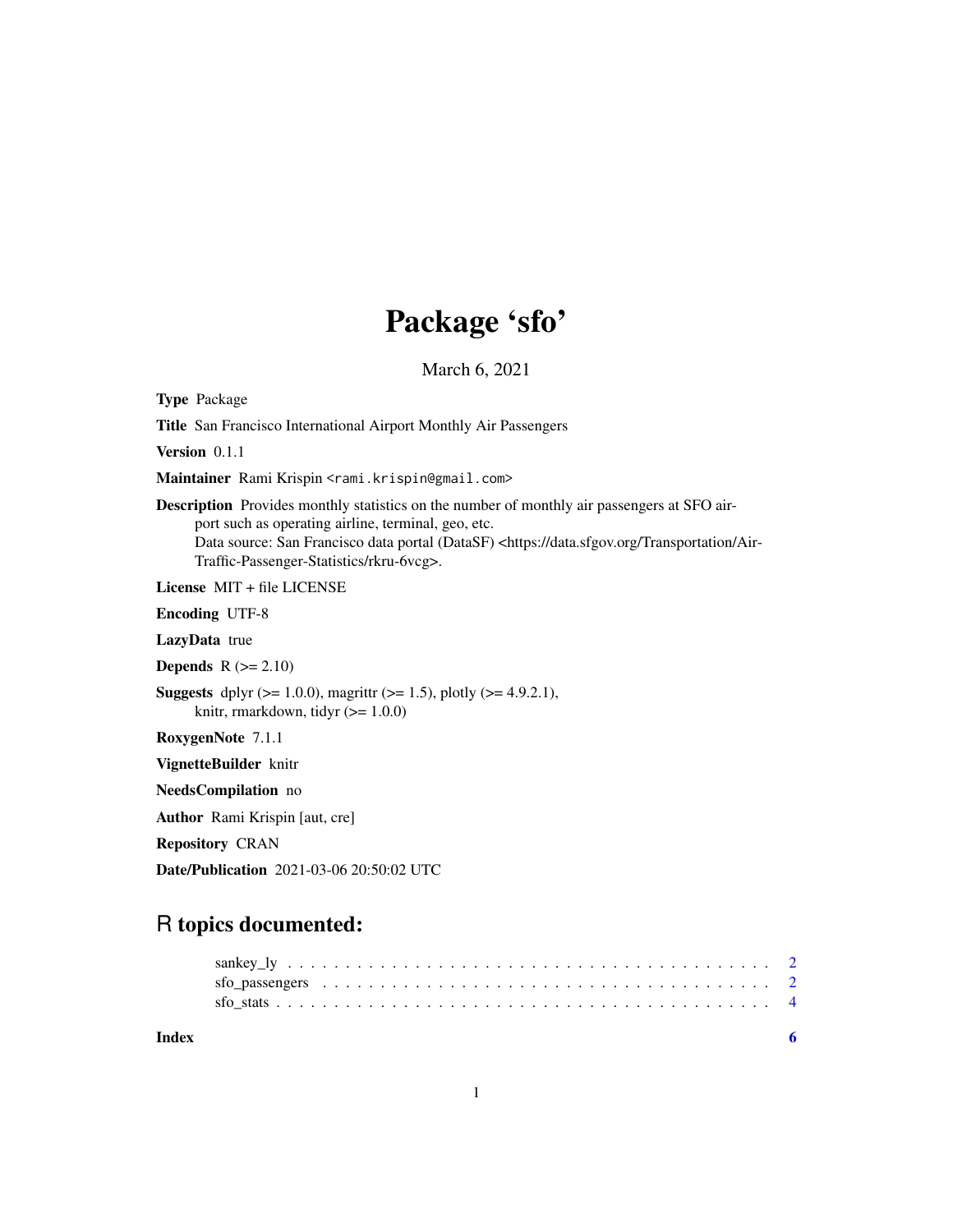# Package 'sfo'

March 6, 2021

**Type** Package

**Title** San Francisco International Airport Monthly Air Passengers

**Version** 0.1.1

**Maintainer** Rami Krispin <rami.krispin@gmail.com>

**Description** Provides monthly statistics on the number of monthly air passengers at SFO airport such as operating airline, terminal, geo, etc.
Data source: San Francisco data portal (DataSF) <https://data.sfgov.org/Transportation/Air-Traffic-Passenger-Statistics/rkru-6vcg>.

**License** MIT + file LICENSE

**Encoding** UTF-8

**LazyData** true

**Depends** R (>= 2.10)

**Suggests** dplyr (>= 1.0.0), magrittr (>= 1.5), plotly (>= 4.9.2.1), knitr, rmarkdown, tidyr (>= 1.0.0)

**RoxygenNote** 7.1.1

**VignetteBuilder** knitr

**NeedsCompilation** no

**Author** Rami Krispin [aut, cre]

**Repository** CRAN

**Date/Publication** 2021-03-06 20:50:02 UTC

## R topics documented:

- sankey_ly . . . . . . . . . . . . . . . . . . . . . . . . . . . . . . . . . . . . . . . . . 2
- sfo_passengers . . . . . . . . . . . . . . . . . . . . . . . . . . . . . . . . . . . . . . 2
- sfo_stats . . . . . . . . . . . . . . . . . . . . . . . . . . . . . . . . . . . . . . . . . 4

**Index** 6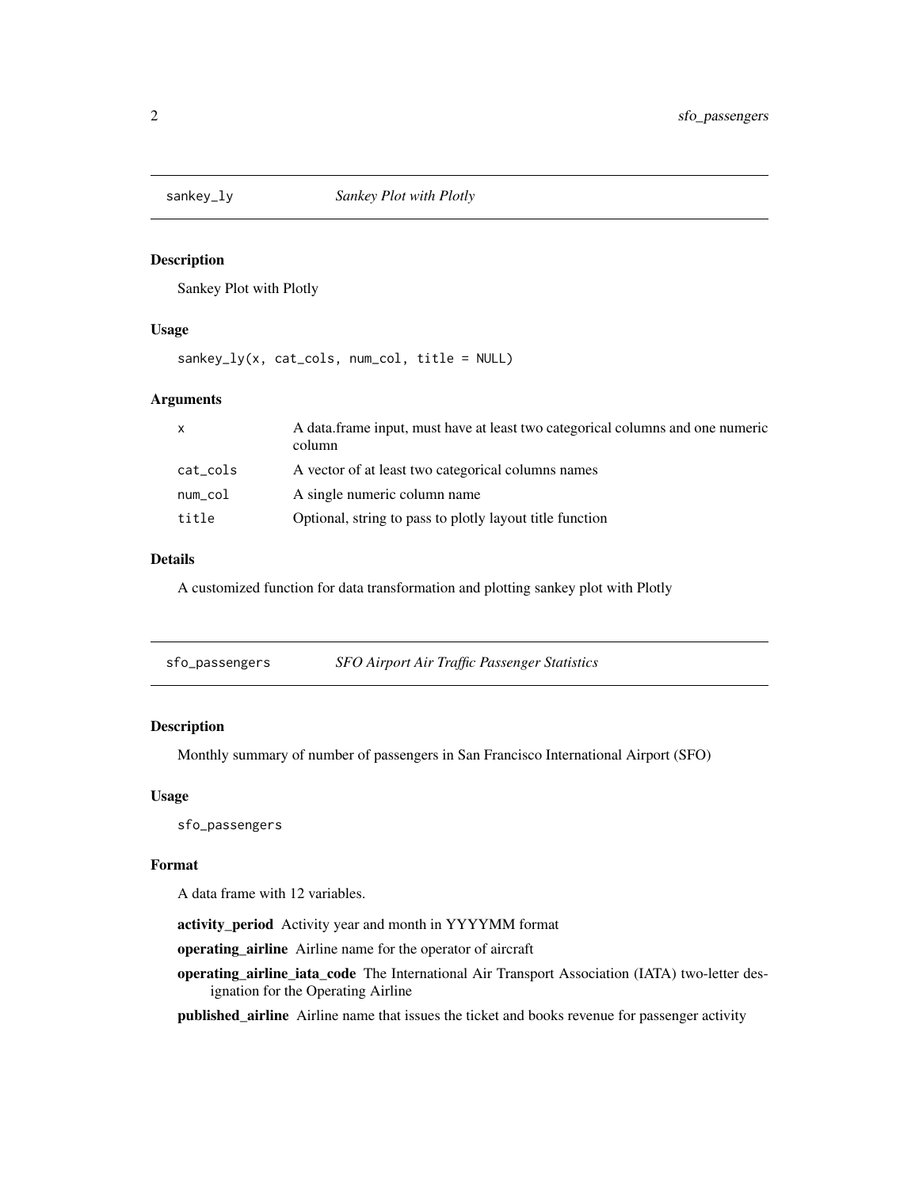## sankey_ly — *Sankey Plot with Plotly*

### Description

Sankey Plot with Plotly

### Usage

```
sankey_ly(x, cat_cols, num_col, title = NULL)
```

### Arguments

| | |
|---|---|
| x | A data.frame input, must have at least two categorical columns and one numeric column |
| cat_cols | A vector of at least two categorical columns names |
| num_col | A single numeric column name |
| title | Optional, string to pass to plotly layout title function |

### Details

A customized function for data transformation and plotting sankey plot with Plotly

## sfo_passengers — *SFO Airport Air Traffic Passenger Statistics*

### Description

Monthly summary of number of passengers in San Francisco International Airport (SFO)

### Usage

```
sfo_passengers
```

### Format

A data frame with 12 variables.

**activity_period** Activity year and month in YYYYMM format

**operating_airline** Airline name for the operator of aircraft

**operating_airline_iata_code** The International Air Transport Association (IATA) two-letter designation for the Operating Airline

**published_airline** Airline name that issues the ticket and books revenue for passenger activity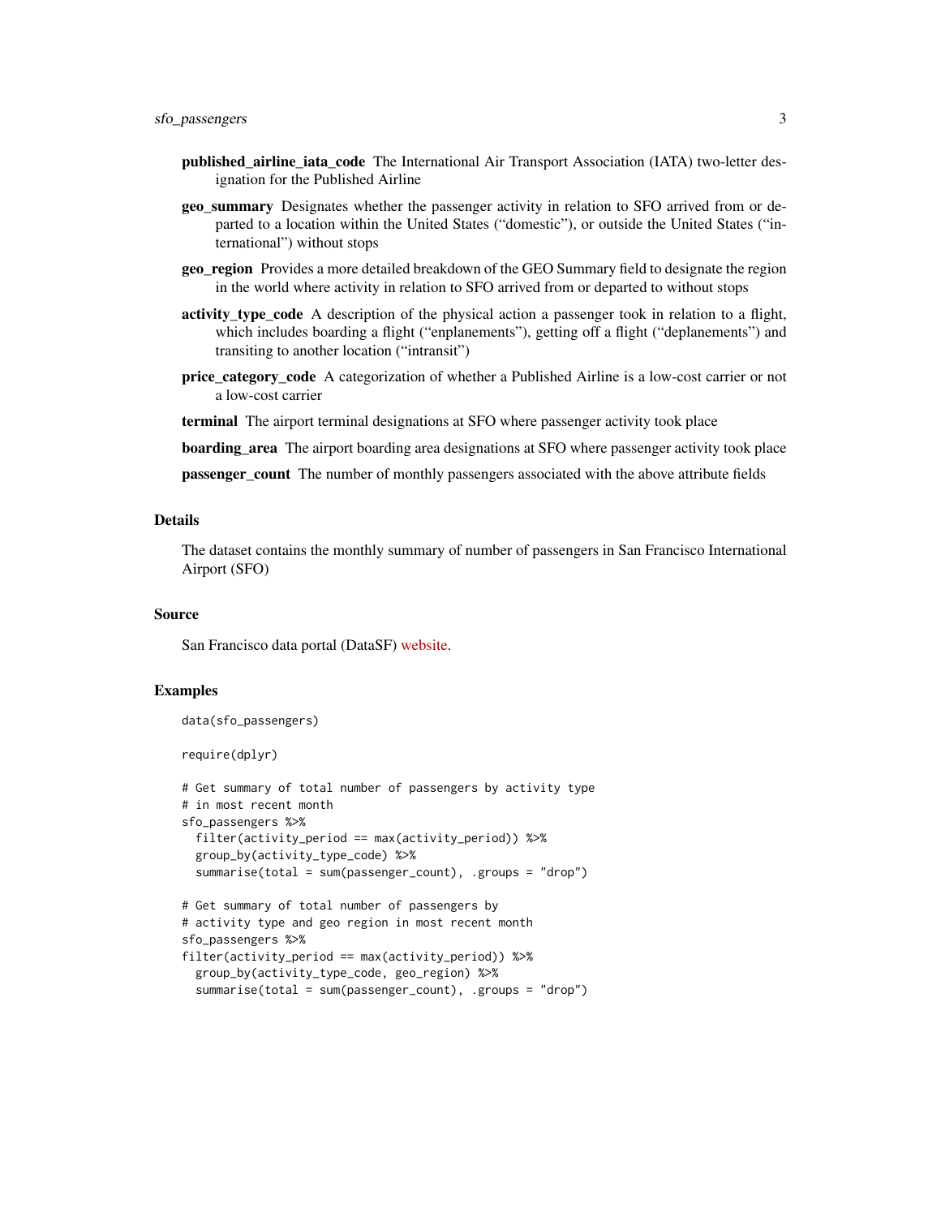**published_airline_iata_code** The International Air Transport Association (IATA) two-letter designation for the Published Airline

**geo_summary** Designates whether the passenger activity in relation to SFO arrived from or departed to a location within the United States ("domestic"), or outside the United States ("international") without stops

**geo_region** Provides a more detailed breakdown of the GEO Summary field to designate the region in the world where activity in relation to SFO arrived from or departed to without stops

**activity_type_code** A description of the physical action a passenger took in relation to a flight, which includes boarding a flight ("enplanements"), getting off a flight ("deplanements") and transiting to another location ("intransit")

**price_category_code** A categorization of whether a Published Airline is a low-cost carrier or not a low-cost carrier

**terminal** The airport terminal designations at SFO where passenger activity took place

**boarding_area** The airport boarding area designations at SFO where passenger activity took place

**passenger_count** The number of monthly passengers associated with the above attribute fields

## Details

The dataset contains the monthly summary of number of passengers in San Francisco International Airport (SFO)

## Source

San Francisco data portal (DataSF) website.

## Examples

```
data(sfo_passengers)

require(dplyr)

# Get summary of total number of passengers by activity type
# in most recent month
sfo_passengers %>%
  filter(activity_period == max(activity_period)) %>%
  group_by(activity_type_code) %>%
  summarise(total = sum(passenger_count), .groups = "drop")

# Get summary of total number of passengers by
# activity type and geo region in most recent month
sfo_passengers %>%
filter(activity_period == max(activity_period)) %>%
  group_by(activity_type_code, geo_region) %>%
  summarise(total = sum(passenger_count), .groups = "drop")
```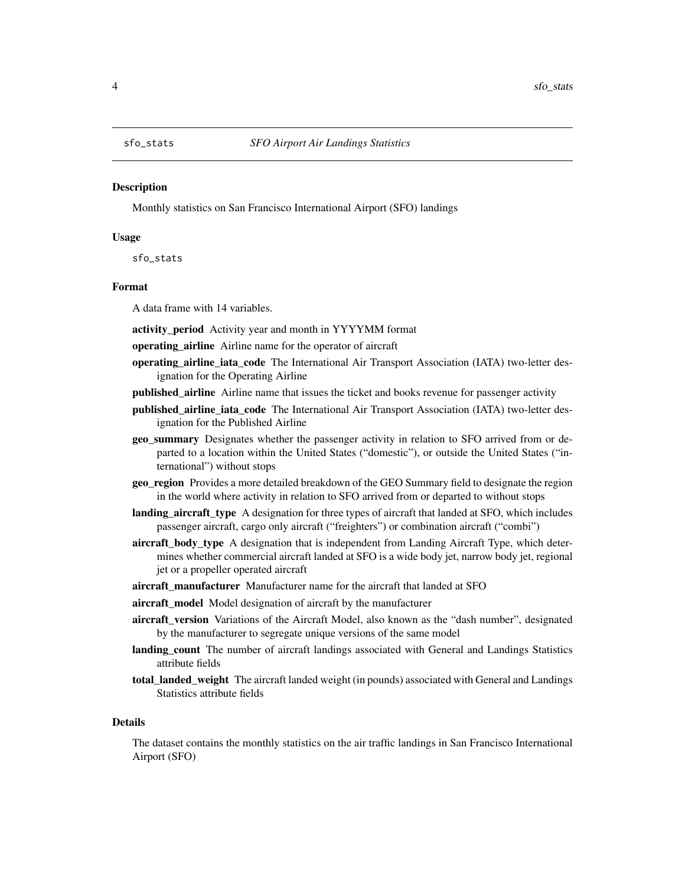`sfo_stats` *SFO Airport Air Landings Statistics*

### Description

Monthly statistics on San Francisco International Airport (SFO) landings

### Usage

```
sfo_stats
```

### Format

A data frame with 14 variables.

**activity_period** Activity year and month in YYYYMM format

**operating_airline** Airline name for the operator of aircraft

**operating_airline_iata_code** The International Air Transport Association (IATA) two-letter designation for the Operating Airline

**published_airline** Airline name that issues the ticket and books revenue for passenger activity

**published_airline_iata_code** The International Air Transport Association (IATA) two-letter designation for the Published Airline

**geo_summary** Designates whether the passenger activity in relation to SFO arrived from or departed to a location within the United States ("domestic"), or outside the United States ("international") without stops

**geo_region** Provides a more detailed breakdown of the GEO Summary field to designate the region in the world where activity in relation to SFO arrived from or departed to without stops

**landing_aircraft_type** A designation for three types of aircraft that landed at SFO, which includes passenger aircraft, cargo only aircraft ("freighters") or combination aircraft ("combi")

**aircraft_body_type** A designation that is independent from Landing Aircraft Type, which determines whether commercial aircraft landed at SFO is a wide body jet, narrow body jet, regional jet or a propeller operated aircraft

**aircraft_manufacturer** Manufacturer name for the aircraft that landed at SFO

**aircraft_model** Model designation of aircraft by the manufacturer

**aircraft_version** Variations of the Aircraft Model, also known as the "dash number", designated by the manufacturer to segregate unique versions of the same model

**landing_count** The number of aircraft landings associated with General and Landings Statistics attribute fields

**total_landed_weight** The aircraft landed weight (in pounds) associated with General and Landings Statistics attribute fields

### Details

The dataset contains the monthly statistics on the air traffic landings in San Francisco International Airport (SFO)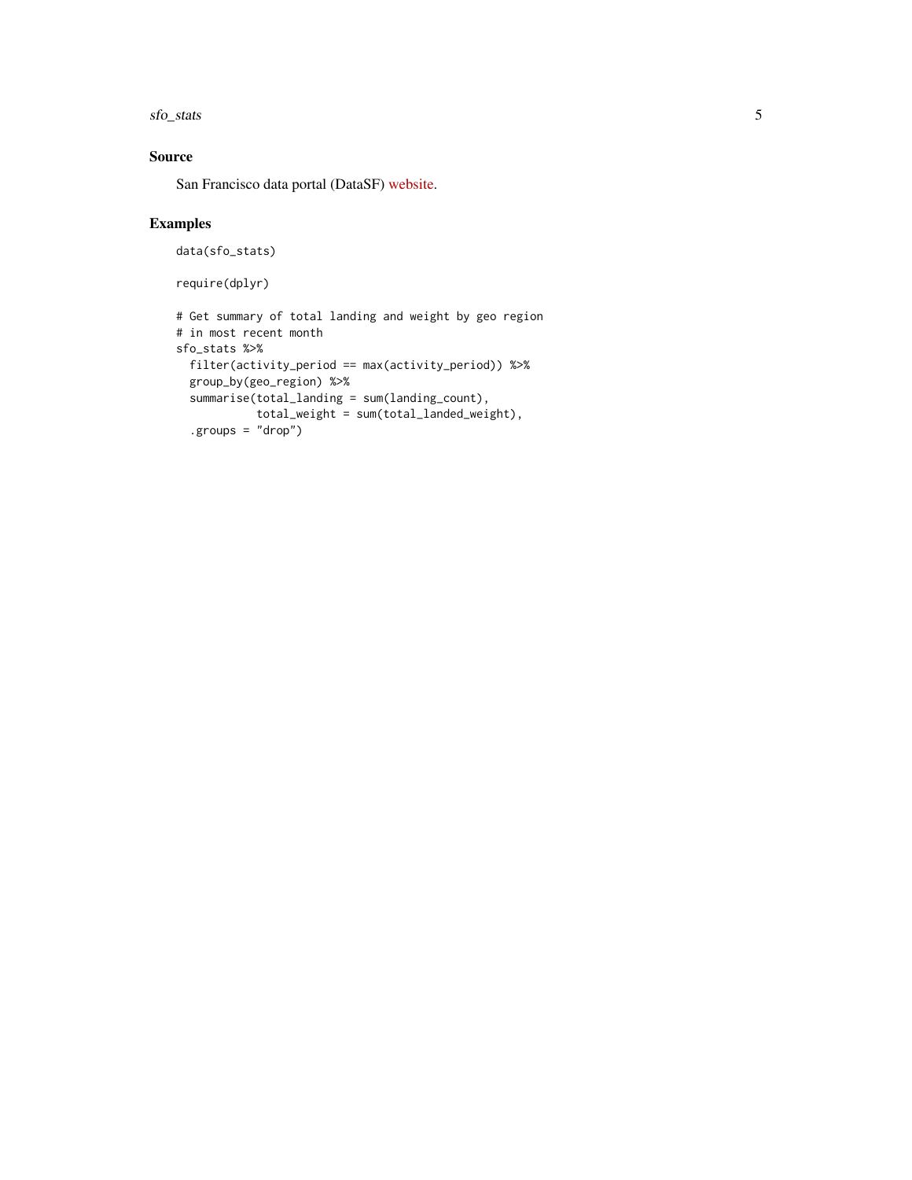## Source

San Francisco data portal (DataSF) website.

## Examples

```
data(sfo_stats)

require(dplyr)

# Get summary of total landing and weight by geo region
# in most recent month
sfo_stats %>%
  filter(activity_period == max(activity_period)) %>%
  group_by(geo_region) %>%
  summarise(total_landing = sum(landing_count),
            total_weight = sum(total_landed_weight),
  .groups = "drop")
```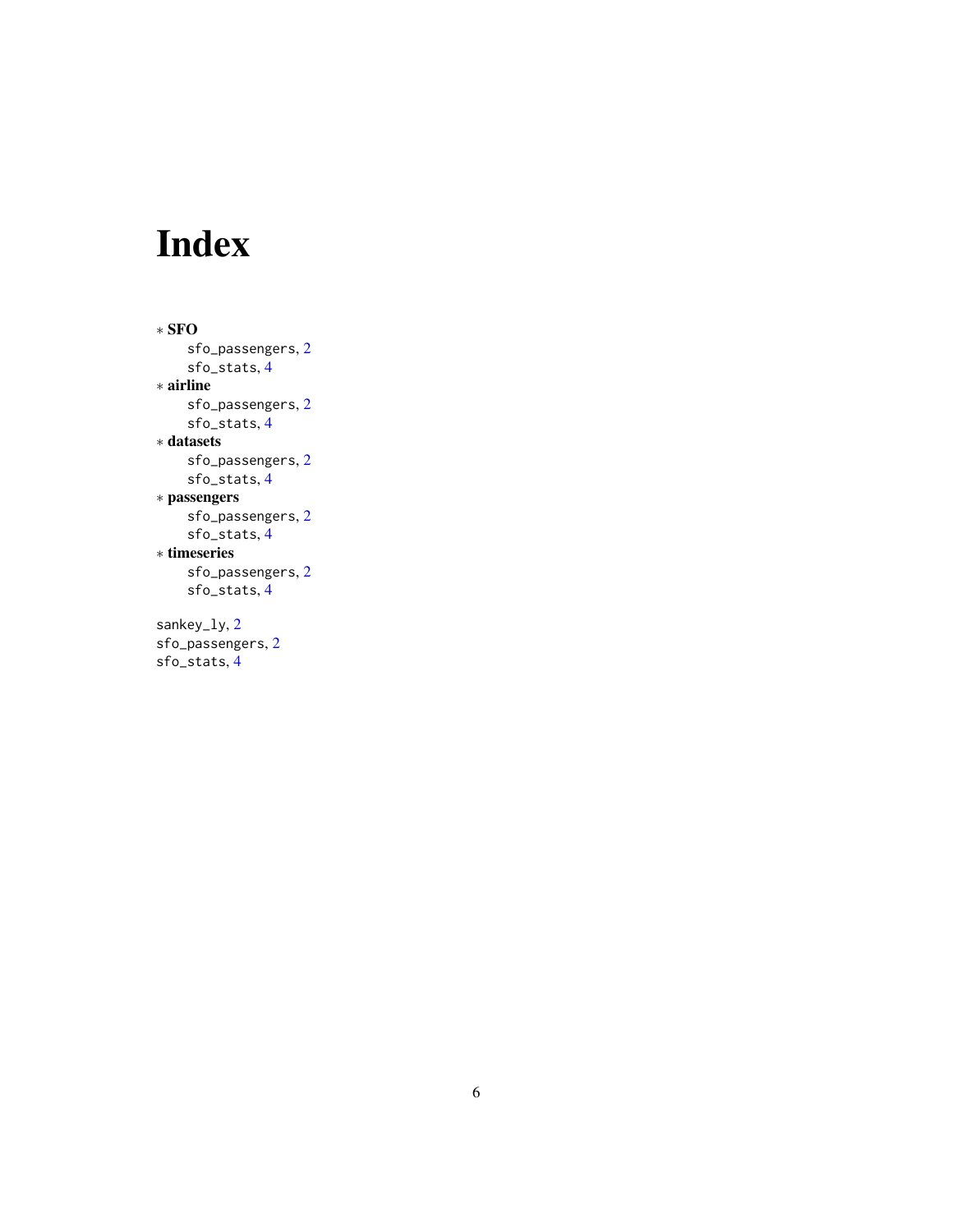# Index

∗ **SFO**
    sfo_passengers, 2
    sfo_stats, 4
∗ **airline**
    sfo_passengers, 2
    sfo_stats, 4
∗ **datasets**
    sfo_passengers, 2
    sfo_stats, 4
∗ **passengers**
    sfo_passengers, 2
    sfo_stats, 4
∗ **timeseries**
    sfo_passengers, 2
    sfo_stats, 4

sankey_ly, 2
sfo_passengers, 2
sfo_stats, 4